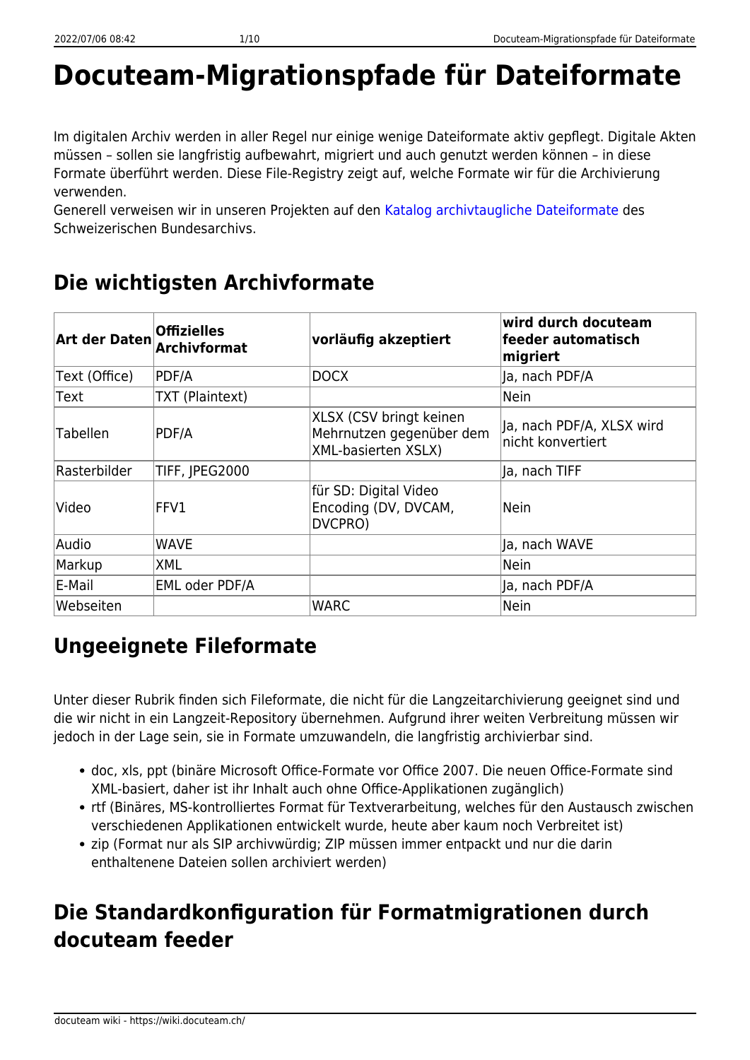# Docuteam-Migrationspfade für Dateiformate

Im digitalen Archiv werden in aller Regel nur einige wenige Dateiformate aktiv gepflegt. Digitale Akten müssen – sollen sie langfristig aufbewahrt, migriert und auch genutzt werden können – in diese Formate überführt werden. Diese File-Registry zeigt auf, welche Formate wir für die Archivierung verwenden.
Generell verweisen wir in unseren Projekten auf den Katalog archivtaugliche Dateiformate des Schweizerischen Bundesarchivs.

## Die wichtigsten Archivformate

| Art der Daten | Offizielles Archivformat | vorläufig akzeptiert | wird durch docuteam feeder automatisch migriert |
|---|---|---|---|
| Text (Office) | PDF/A | DOCX | Ja, nach PDF/A |
| Text | TXT (Plaintext) | | Nein |
| Tabellen | PDF/A | XLSX (CSV bringt keinen Mehrnutzen gegenüber dem XML-basierten XSLX) | Ja, nach PDF/A, XLSX wird nicht konvertiert |
| Rasterbilder | TIFF, JPEG2000 | | Ja, nach TIFF |
| Video | FFV1 | für SD: Digital Video Encoding (DV, DVCAM, DVCPRO) | Nein |
| Audio | WAVE | | Ja, nach WAVE |
| Markup | XML | | Nein |
| E-Mail | EML oder PDF/A | | Ja, nach PDF/A |
| Webseiten | | WARC | Nein |

## Ungeeignete Fileformate

Unter dieser Rubrik finden sich Fileformate, die nicht für die Langzeitarchivierung geeignet sind und die wir nicht in ein Langzeit-Repository übernehmen. Aufgrund ihrer weiten Verbreitung müssen wir jedoch in der Lage sein, sie in Formate umzuwandeln, die langfristig archivierbar sind.

- doc, xls, ppt (binäre Microsoft Office-Formate vor Office 2007. Die neuen Office-Formate sind XML-basiert, daher ist ihr Inhalt auch ohne Office-Applikationen zugänglich)
- rtf (Binäres, MS-kontrolliertes Format für Textverarbeitung, welches für den Austausch zwischen verschiedenen Applikationen entwickelt wurde, heute aber kaum noch Verbreitet ist)
- zip (Format nur als SIP archivwürdig; ZIP müssen immer entpackt und nur die darin enthaltenene Dateien sollen archiviert werden)

## Die Standardkonfiguration für Formatmigrationen durch docuteam feeder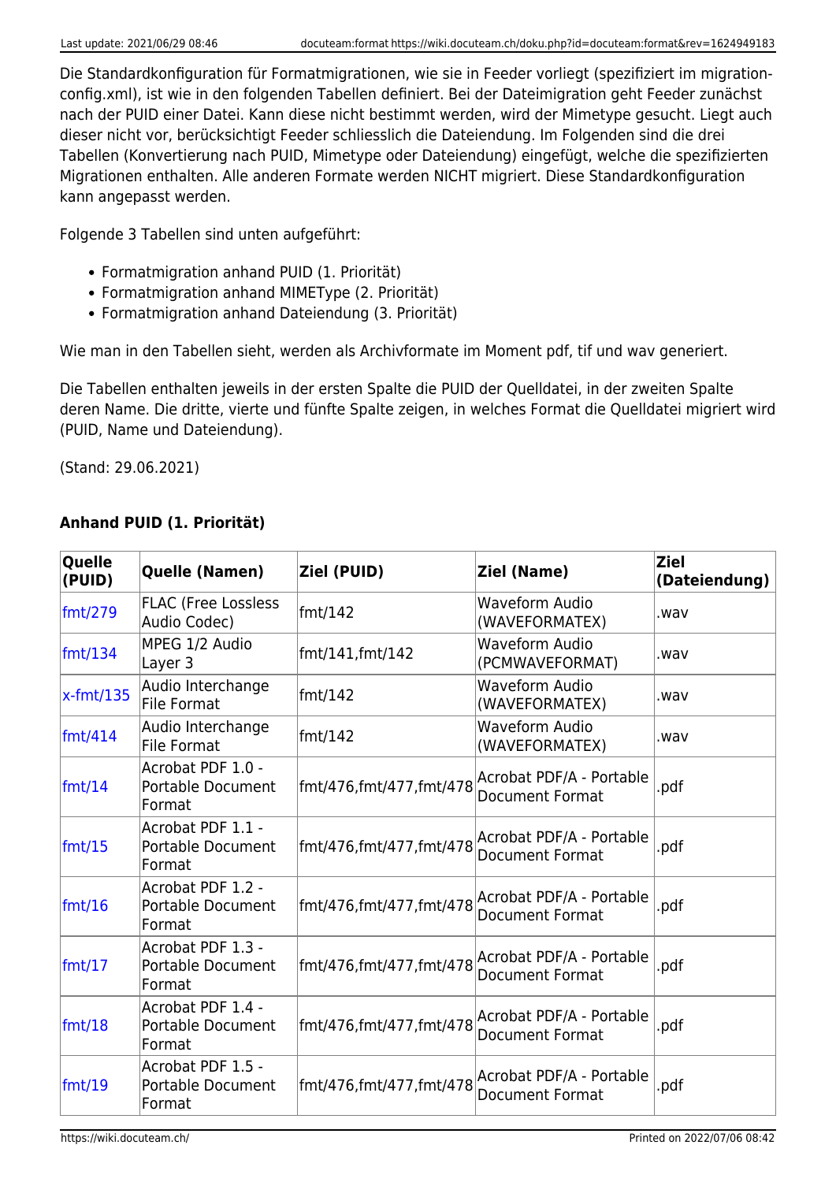Die Standardkonfiguration für Formatmigrationen, wie sie in Feeder vorliegt (spezifiziert im migration-config.xml), ist wie in den folgenden Tabellen definiert. Bei der Dateimigration geht Feeder zunächst nach der PUID einer Datei. Kann diese nicht bestimmt werden, wird der Mimetype gesucht. Liegt auch dieser nicht vor, berücksichtigt Feeder schliesslich die Dateiendung. Im Folgenden sind die drei Tabellen (Konvertierung nach PUID, Mimetype oder Dateiendung) eingefügt, welche die spezifizierten Migrationen enthalten. Alle anderen Formate werden NICHT migriert. Diese Standardkonfiguration kann angepasst werden.

Folgende 3 Tabellen sind unten aufgeführt:

- Formatmigration anhand PUID (1. Priorität)
- Formatmigration anhand MIMEType (2. Priorität)
- Formatmigration anhand Dateiendung (3. Priorität)

Wie man in den Tabellen sieht, werden als Archivformate im Moment pdf, tif und wav generiert.

Die Tabellen enthalten jeweils in der ersten Spalte die PUID der Quelldatei, in der zweiten Spalte deren Name. Die dritte, vierte und fünfte Spalte zeigen, in welches Format die Quelldatei migriert wird (PUID, Name und Dateiendung).

(Stand: 29.06.2021)

**Anhand PUID (1. Priorität)**

| Quelle (PUID) | Quelle (Namen) | Ziel (PUID) | Ziel (Name) | Ziel (Dateiendung) |
|---|---|---|---|---|
| fmt/279 | FLAC (Free Lossless Audio Codec) | fmt/142 | Waveform Audio (WAVEFORMATEX) | .wav |
| fmt/134 | MPEG 1/2 Audio Layer 3 | fmt/141,fmt/142 | Waveform Audio (PCMWAVEFORMAT) | .wav |
| x-fmt/135 | Audio Interchange File Format | fmt/142 | Waveform Audio (WAVEFORMATEX) | .wav |
| fmt/414 | Audio Interchange File Format | fmt/142 | Waveform Audio (WAVEFORMATEX) | .wav |
| fmt/14 | Acrobat PDF 1.0 - Portable Document Format | fmt/476,fmt/477,fmt/478 | Acrobat PDF/A - Portable Document Format | .pdf |
| fmt/15 | Acrobat PDF 1.1 - Portable Document Format | fmt/476,fmt/477,fmt/478 | Acrobat PDF/A - Portable Document Format | .pdf |
| fmt/16 | Acrobat PDF 1.2 - Portable Document Format | fmt/476,fmt/477,fmt/478 | Acrobat PDF/A - Portable Document Format | .pdf |
| fmt/17 | Acrobat PDF 1.3 - Portable Document Format | fmt/476,fmt/477,fmt/478 | Acrobat PDF/A - Portable Document Format | .pdf |
| fmt/18 | Acrobat PDF 1.4 - Portable Document Format | fmt/476,fmt/477,fmt/478 | Acrobat PDF/A - Portable Document Format | .pdf |
| fmt/19 | Acrobat PDF 1.5 - Portable Document Format | fmt/476,fmt/477,fmt/478 | Acrobat PDF/A - Portable Document Format | .pdf |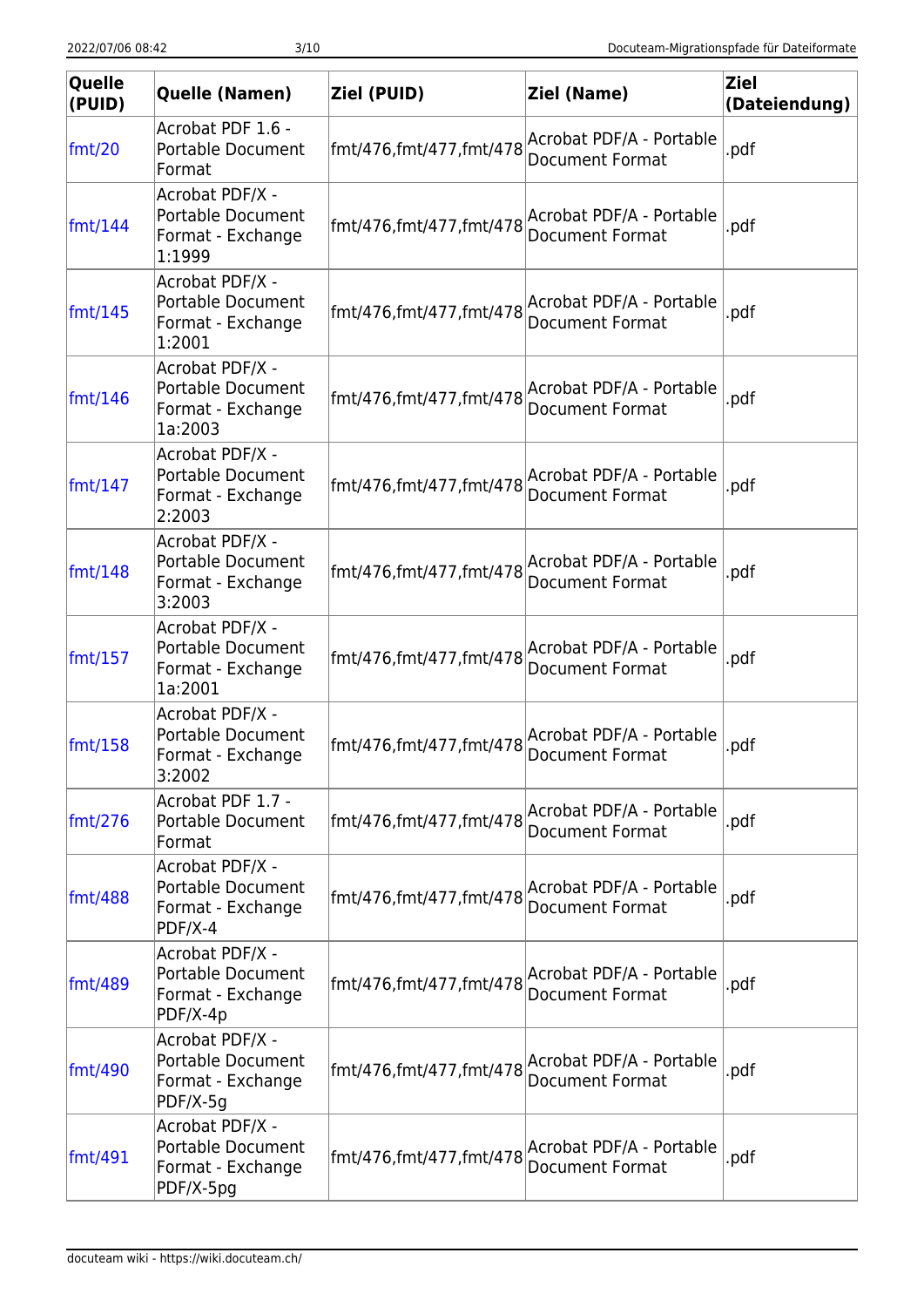| Quelle (PUID) | Quelle (Namen) | Ziel (PUID) | Ziel (Name) | Ziel (Dateiendung) |
|---|---|---|---|---|
| fmt/20 | Acrobat PDF 1.6 - Portable Document Format | fmt/476,fmt/477,fmt/478 | Acrobat PDF/A - Portable Document Format | .pdf |
| fmt/144 | Acrobat PDF/X - Portable Document Format - Exchange 1:1999 | fmt/476,fmt/477,fmt/478 | Acrobat PDF/A - Portable Document Format | .pdf |
| fmt/145 | Acrobat PDF/X - Portable Document Format - Exchange 1:2001 | fmt/476,fmt/477,fmt/478 | Acrobat PDF/A - Portable Document Format | .pdf |
| fmt/146 | Acrobat PDF/X - Portable Document Format - Exchange 1a:2003 | fmt/476,fmt/477,fmt/478 | Acrobat PDF/A - Portable Document Format | .pdf |
| fmt/147 | Acrobat PDF/X - Portable Document Format - Exchange 2:2003 | fmt/476,fmt/477,fmt/478 | Acrobat PDF/A - Portable Document Format | .pdf |
| fmt/148 | Acrobat PDF/X - Portable Document Format - Exchange 3:2003 | fmt/476,fmt/477,fmt/478 | Acrobat PDF/A - Portable Document Format | .pdf |
| fmt/157 | Acrobat PDF/X - Portable Document Format - Exchange 1a:2001 | fmt/476,fmt/477,fmt/478 | Acrobat PDF/A - Portable Document Format | .pdf |
| fmt/158 | Acrobat PDF/X - Portable Document Format - Exchange 3:2002 | fmt/476,fmt/477,fmt/478 | Acrobat PDF/A - Portable Document Format | .pdf |
| fmt/276 | Acrobat PDF 1.7 - Portable Document Format | fmt/476,fmt/477,fmt/478 | Acrobat PDF/A - Portable Document Format | .pdf |
| fmt/488 | Acrobat PDF/X - Portable Document Format - Exchange PDF/X-4 | fmt/476,fmt/477,fmt/478 | Acrobat PDF/A - Portable Document Format | .pdf |
| fmt/489 | Acrobat PDF/X - Portable Document Format - Exchange PDF/X-4p | fmt/476,fmt/477,fmt/478 | Acrobat PDF/A - Portable Document Format | .pdf |
| fmt/490 | Acrobat PDF/X - Portable Document Format - Exchange PDF/X-5g | fmt/476,fmt/477,fmt/478 | Acrobat PDF/A - Portable Document Format | .pdf |
| fmt/491 | Acrobat PDF/X - Portable Document Format - Exchange PDF/X-5pg | fmt/476,fmt/477,fmt/478 | Acrobat PDF/A - Portable Document Format | .pdf |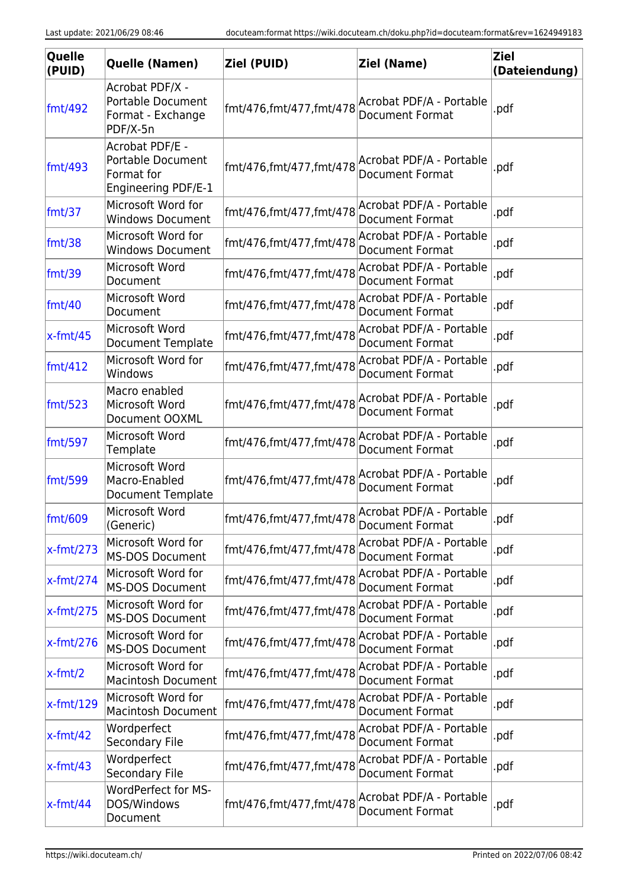| Quelle (PUID) | Quelle (Namen) | Ziel (PUID) | Ziel (Name) | Ziel (Dateiendung) |
| --- | --- | --- | --- | --- |
| fmt/492 | Acrobat PDF/X - Portable Document Format - Exchange PDF/X-5n | fmt/476,fmt/477,fmt/478 | Acrobat PDF/A - Portable Document Format | .pdf |
| fmt/493 | Acrobat PDF/E - Portable Document Format for Engineering PDF/E-1 | fmt/476,fmt/477,fmt/478 | Acrobat PDF/A - Portable Document Format | .pdf |
| fmt/37 | Microsoft Word for Windows Document | fmt/476,fmt/477,fmt/478 | Acrobat PDF/A - Portable Document Format | .pdf |
| fmt/38 | Microsoft Word for Windows Document | fmt/476,fmt/477,fmt/478 | Acrobat PDF/A - Portable Document Format | .pdf |
| fmt/39 | Microsoft Word Document | fmt/476,fmt/477,fmt/478 | Acrobat PDF/A - Portable Document Format | .pdf |
| fmt/40 | Microsoft Word Document | fmt/476,fmt/477,fmt/478 | Acrobat PDF/A - Portable Document Format | .pdf |
| x-fmt/45 | Microsoft Word Document Template | fmt/476,fmt/477,fmt/478 | Acrobat PDF/A - Portable Document Format | .pdf |
| fmt/412 | Microsoft Word for Windows | fmt/476,fmt/477,fmt/478 | Acrobat PDF/A - Portable Document Format | .pdf |
| fmt/523 | Macro enabled Microsoft Word Document OOXML | fmt/476,fmt/477,fmt/478 | Acrobat PDF/A - Portable Document Format | .pdf |
| fmt/597 | Microsoft Word Template | fmt/476,fmt/477,fmt/478 | Acrobat PDF/A - Portable Document Format | .pdf |
| fmt/599 | Microsoft Word Macro-Enabled Document Template | fmt/476,fmt/477,fmt/478 | Acrobat PDF/A - Portable Document Format | .pdf |
| fmt/609 | Microsoft Word (Generic) | fmt/476,fmt/477,fmt/478 | Acrobat PDF/A - Portable Document Format | .pdf |
| x-fmt/273 | Microsoft Word for MS-DOS Document | fmt/476,fmt/477,fmt/478 | Acrobat PDF/A - Portable Document Format | .pdf |
| x-fmt/274 | Microsoft Word for MS-DOS Document | fmt/476,fmt/477,fmt/478 | Acrobat PDF/A - Portable Document Format | .pdf |
| x-fmt/275 | Microsoft Word for MS-DOS Document | fmt/476,fmt/477,fmt/478 | Acrobat PDF/A - Portable Document Format | .pdf |
| x-fmt/276 | Microsoft Word for MS-DOS Document | fmt/476,fmt/477,fmt/478 | Acrobat PDF/A - Portable Document Format | .pdf |
| x-fmt/2 | Microsoft Word for Macintosh Document | fmt/476,fmt/477,fmt/478 | Acrobat PDF/A - Portable Document Format | .pdf |
| x-fmt/129 | Microsoft Word for Macintosh Document | fmt/476,fmt/477,fmt/478 | Acrobat PDF/A - Portable Document Format | .pdf |
| x-fmt/42 | Wordperfect Secondary File | fmt/476,fmt/477,fmt/478 | Acrobat PDF/A - Portable Document Format | .pdf |
| x-fmt/43 | Wordperfect Secondary File | fmt/476,fmt/477,fmt/478 | Acrobat PDF/A - Portable Document Format | .pdf |
| x-fmt/44 | WordPerfect for MS-DOS/Windows Document | fmt/476,fmt/477,fmt/478 | Acrobat PDF/A - Portable Document Format | .pdf |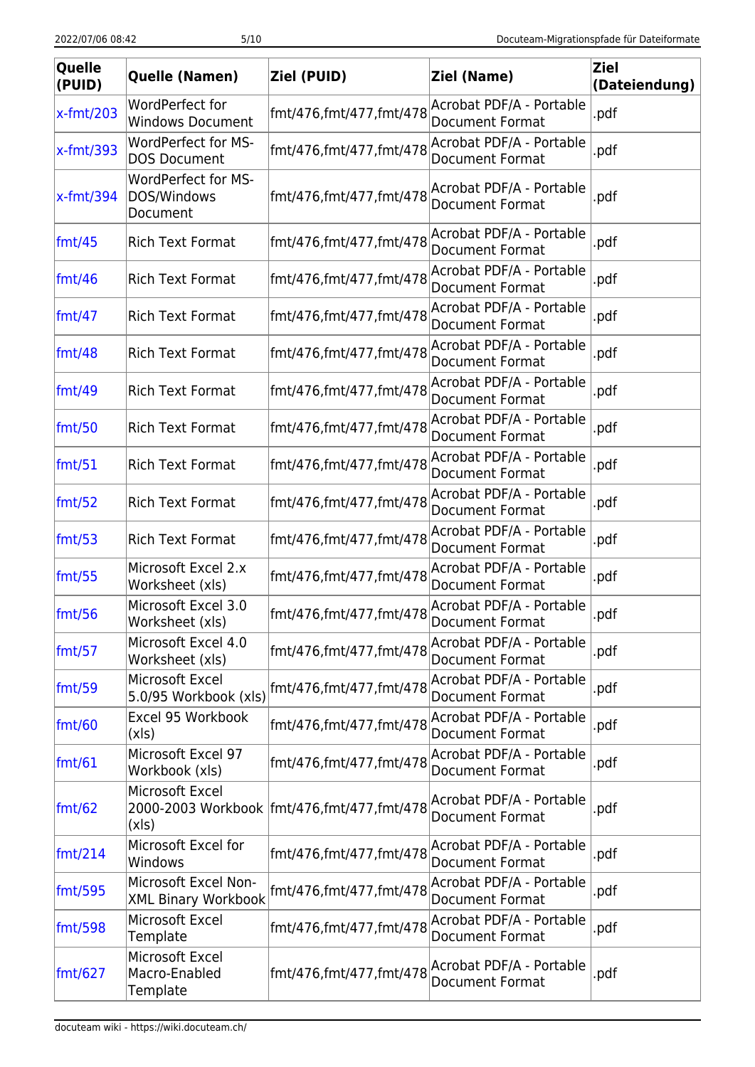| Quelle (PUID) | Quelle (Namen) | Ziel (PUID) | Ziel (Name) | Ziel (Dateiendung) |
|---|---|---|---|---|
| x-fmt/203 | WordPerfect for Windows Document | fmt/476,fmt/477,fmt/478 | Acrobat PDF/A - Portable Document Format | .pdf |
| x-fmt/393 | WordPerfect for MS-DOS Document | fmt/476,fmt/477,fmt/478 | Acrobat PDF/A - Portable Document Format | .pdf |
| x-fmt/394 | WordPerfect for MS-DOS/Windows Document | fmt/476,fmt/477,fmt/478 | Acrobat PDF/A - Portable Document Format | .pdf |
| fmt/45 | Rich Text Format | fmt/476,fmt/477,fmt/478 | Acrobat PDF/A - Portable Document Format | .pdf |
| fmt/46 | Rich Text Format | fmt/476,fmt/477,fmt/478 | Acrobat PDF/A - Portable Document Format | .pdf |
| fmt/47 | Rich Text Format | fmt/476,fmt/477,fmt/478 | Acrobat PDF/A - Portable Document Format | .pdf |
| fmt/48 | Rich Text Format | fmt/476,fmt/477,fmt/478 | Acrobat PDF/A - Portable Document Format | .pdf |
| fmt/49 | Rich Text Format | fmt/476,fmt/477,fmt/478 | Acrobat PDF/A - Portable Document Format | .pdf |
| fmt/50 | Rich Text Format | fmt/476,fmt/477,fmt/478 | Acrobat PDF/A - Portable Document Format | .pdf |
| fmt/51 | Rich Text Format | fmt/476,fmt/477,fmt/478 | Acrobat PDF/A - Portable Document Format | .pdf |
| fmt/52 | Rich Text Format | fmt/476,fmt/477,fmt/478 | Acrobat PDF/A - Portable Document Format | .pdf |
| fmt/53 | Rich Text Format | fmt/476,fmt/477,fmt/478 | Acrobat PDF/A - Portable Document Format | .pdf |
| fmt/55 | Microsoft Excel 2.x Worksheet (xls) | fmt/476,fmt/477,fmt/478 | Acrobat PDF/A - Portable Document Format | .pdf |
| fmt/56 | Microsoft Excel 3.0 Worksheet (xls) | fmt/476,fmt/477,fmt/478 | Acrobat PDF/A - Portable Document Format | .pdf |
| fmt/57 | Microsoft Excel 4.0 Worksheet (xls) | fmt/476,fmt/477,fmt/478 | Acrobat PDF/A - Portable Document Format | .pdf |
| fmt/59 | Microsoft Excel 5.0/95 Workbook (xls) | fmt/476,fmt/477,fmt/478 | Acrobat PDF/A - Portable Document Format | .pdf |
| fmt/60 | Excel 95 Workbook (xls) | fmt/476,fmt/477,fmt/478 | Acrobat PDF/A - Portable Document Format | .pdf |
| fmt/61 | Microsoft Excel 97 Workbook (xls) | fmt/476,fmt/477,fmt/478 | Acrobat PDF/A - Portable Document Format | .pdf |
| fmt/62 | Microsoft Excel 2000-2003 Workbook (xls) | fmt/476,fmt/477,fmt/478 | Acrobat PDF/A - Portable Document Format | .pdf |
| fmt/214 | Microsoft Excel for Windows | fmt/476,fmt/477,fmt/478 | Acrobat PDF/A - Portable Document Format | .pdf |
| fmt/595 | Microsoft Excel Non-XML Binary Workbook | fmt/476,fmt/477,fmt/478 | Acrobat PDF/A - Portable Document Format | .pdf |
| fmt/598 | Microsoft Excel Template | fmt/476,fmt/477,fmt/478 | Acrobat PDF/A - Portable Document Format | .pdf |
| fmt/627 | Microsoft Excel Macro-Enabled Template | fmt/476,fmt/477,fmt/478 | Acrobat PDF/A - Portable Document Format | .pdf |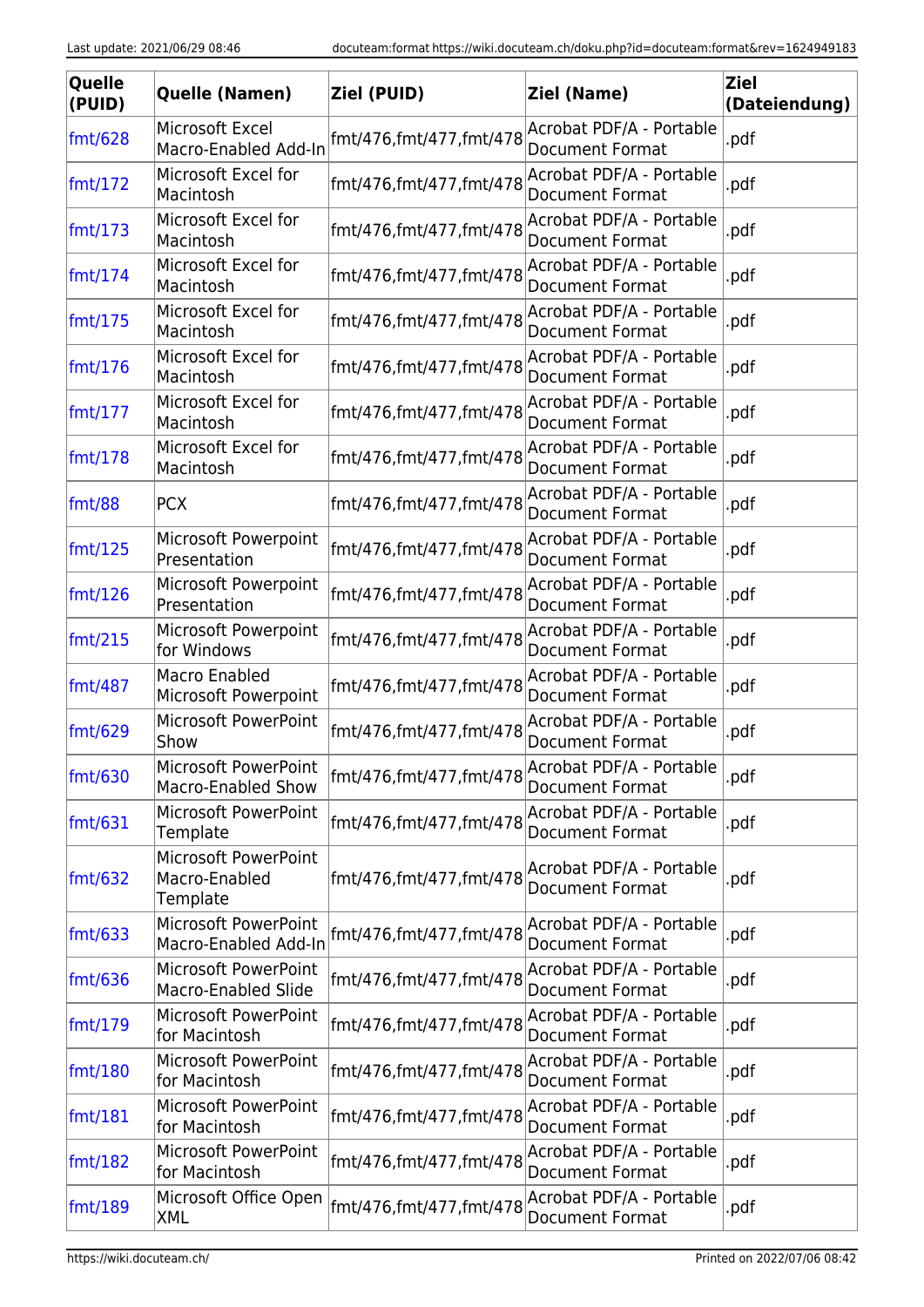| Quelle (PUID) | Quelle (Namen) | Ziel (PUID) | Ziel (Name) | Ziel (Dateiendung) |
|---|---|---|---|---|
| fmt/628 | Microsoft Excel Macro-Enabled Add-In | fmt/476,fmt/477,fmt/478 | Acrobat PDF/A - Portable Document Format | .pdf |
| fmt/172 | Microsoft Excel for Macintosh | fmt/476,fmt/477,fmt/478 | Acrobat PDF/A - Portable Document Format | .pdf |
| fmt/173 | Microsoft Excel for Macintosh | fmt/476,fmt/477,fmt/478 | Acrobat PDF/A - Portable Document Format | .pdf |
| fmt/174 | Microsoft Excel for Macintosh | fmt/476,fmt/477,fmt/478 | Acrobat PDF/A - Portable Document Format | .pdf |
| fmt/175 | Microsoft Excel for Macintosh | fmt/476,fmt/477,fmt/478 | Acrobat PDF/A - Portable Document Format | .pdf |
| fmt/176 | Microsoft Excel for Macintosh | fmt/476,fmt/477,fmt/478 | Acrobat PDF/A - Portable Document Format | .pdf |
| fmt/177 | Microsoft Excel for Macintosh | fmt/476,fmt/477,fmt/478 | Acrobat PDF/A - Portable Document Format | .pdf |
| fmt/178 | Microsoft Excel for Macintosh | fmt/476,fmt/477,fmt/478 | Acrobat PDF/A - Portable Document Format | .pdf |
| fmt/88 | PCX | fmt/476,fmt/477,fmt/478 | Acrobat PDF/A - Portable Document Format | .pdf |
| fmt/125 | Microsoft Powerpoint Presentation | fmt/476,fmt/477,fmt/478 | Acrobat PDF/A - Portable Document Format | .pdf |
| fmt/126 | Microsoft Powerpoint Presentation | fmt/476,fmt/477,fmt/478 | Acrobat PDF/A - Portable Document Format | .pdf |
| fmt/215 | Microsoft Powerpoint for Windows | fmt/476,fmt/477,fmt/478 | Acrobat PDF/A - Portable Document Format | .pdf |
| fmt/487 | Macro Enabled Microsoft Powerpoint | fmt/476,fmt/477,fmt/478 | Acrobat PDF/A - Portable Document Format | .pdf |
| fmt/629 | Microsoft PowerPoint Show | fmt/476,fmt/477,fmt/478 | Acrobat PDF/A - Portable Document Format | .pdf |
| fmt/630 | Microsoft PowerPoint Macro-Enabled Show | fmt/476,fmt/477,fmt/478 | Acrobat PDF/A - Portable Document Format | .pdf |
| fmt/631 | Microsoft PowerPoint Template | fmt/476,fmt/477,fmt/478 | Acrobat PDF/A - Portable Document Format | .pdf |
| fmt/632 | Microsoft PowerPoint Macro-Enabled Template | fmt/476,fmt/477,fmt/478 | Acrobat PDF/A - Portable Document Format | .pdf |
| fmt/633 | Microsoft PowerPoint Macro-Enabled Add-In | fmt/476,fmt/477,fmt/478 | Acrobat PDF/A - Portable Document Format | .pdf |
| fmt/636 | Microsoft PowerPoint Macro-Enabled Slide | fmt/476,fmt/477,fmt/478 | Acrobat PDF/A - Portable Document Format | .pdf |
| fmt/179 | Microsoft PowerPoint for Macintosh | fmt/476,fmt/477,fmt/478 | Acrobat PDF/A - Portable Document Format | .pdf |
| fmt/180 | Microsoft PowerPoint for Macintosh | fmt/476,fmt/477,fmt/478 | Acrobat PDF/A - Portable Document Format | .pdf |
| fmt/181 | Microsoft PowerPoint for Macintosh | fmt/476,fmt/477,fmt/478 | Acrobat PDF/A - Portable Document Format | .pdf |
| fmt/182 | Microsoft PowerPoint for Macintosh | fmt/476,fmt/477,fmt/478 | Acrobat PDF/A - Portable Document Format | .pdf |
| fmt/189 | Microsoft Office Open XML | fmt/476,fmt/477,fmt/478 | Acrobat PDF/A - Portable Document Format | .pdf |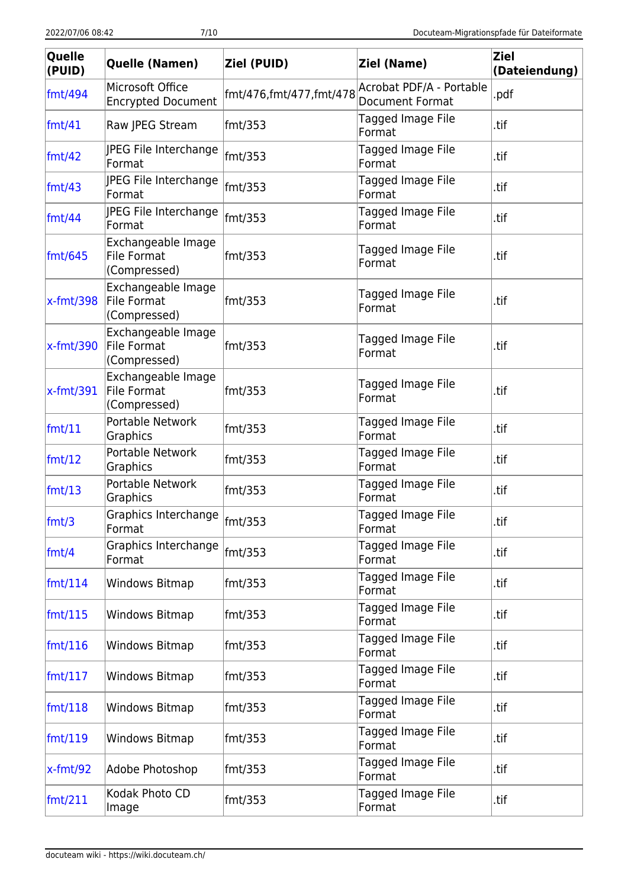| Quelle (PUID) | Quelle (Namen) | Ziel (PUID) | Ziel (Name) | Ziel (Dateiendung) |
|---|---|---|---|---|
| fmt/494 | Microsoft Office Encrypted Document | fmt/476,fmt/477,fmt/478 | Acrobat PDF/A - Portable Document Format | .pdf |
| fmt/41 | Raw JPEG Stream | fmt/353 | Tagged Image File Format | .tif |
| fmt/42 | JPEG File Interchange Format | fmt/353 | Tagged Image File Format | .tif |
| fmt/43 | JPEG File Interchange Format | fmt/353 | Tagged Image File Format | .tif |
| fmt/44 | JPEG File Interchange Format | fmt/353 | Tagged Image File Format | .tif |
| fmt/645 | Exchangeable Image File Format (Compressed) | fmt/353 | Tagged Image File Format | .tif |
| x-fmt/398 | Exchangeable Image File Format (Compressed) | fmt/353 | Tagged Image File Format | .tif |
| x-fmt/390 | Exchangeable Image File Format (Compressed) | fmt/353 | Tagged Image File Format | .tif |
| x-fmt/391 | Exchangeable Image File Format (Compressed) | fmt/353 | Tagged Image File Format | .tif |
| fmt/11 | Portable Network Graphics | fmt/353 | Tagged Image File Format | .tif |
| fmt/12 | Portable Network Graphics | fmt/353 | Tagged Image File Format | .tif |
| fmt/13 | Portable Network Graphics | fmt/353 | Tagged Image File Format | .tif |
| fmt/3 | Graphics Interchange Format | fmt/353 | Tagged Image File Format | .tif |
| fmt/4 | Graphics Interchange Format | fmt/353 | Tagged Image File Format | .tif |
| fmt/114 | Windows Bitmap | fmt/353 | Tagged Image File Format | .tif |
| fmt/115 | Windows Bitmap | fmt/353 | Tagged Image File Format | .tif |
| fmt/116 | Windows Bitmap | fmt/353 | Tagged Image File Format | .tif |
| fmt/117 | Windows Bitmap | fmt/353 | Tagged Image File Format | .tif |
| fmt/118 | Windows Bitmap | fmt/353 | Tagged Image File Format | .tif |
| fmt/119 | Windows Bitmap | fmt/353 | Tagged Image File Format | .tif |
| x-fmt/92 | Adobe Photoshop | fmt/353 | Tagged Image File Format | .tif |
| fmt/211 | Kodak Photo CD Image | fmt/353 | Tagged Image File Format | .tif |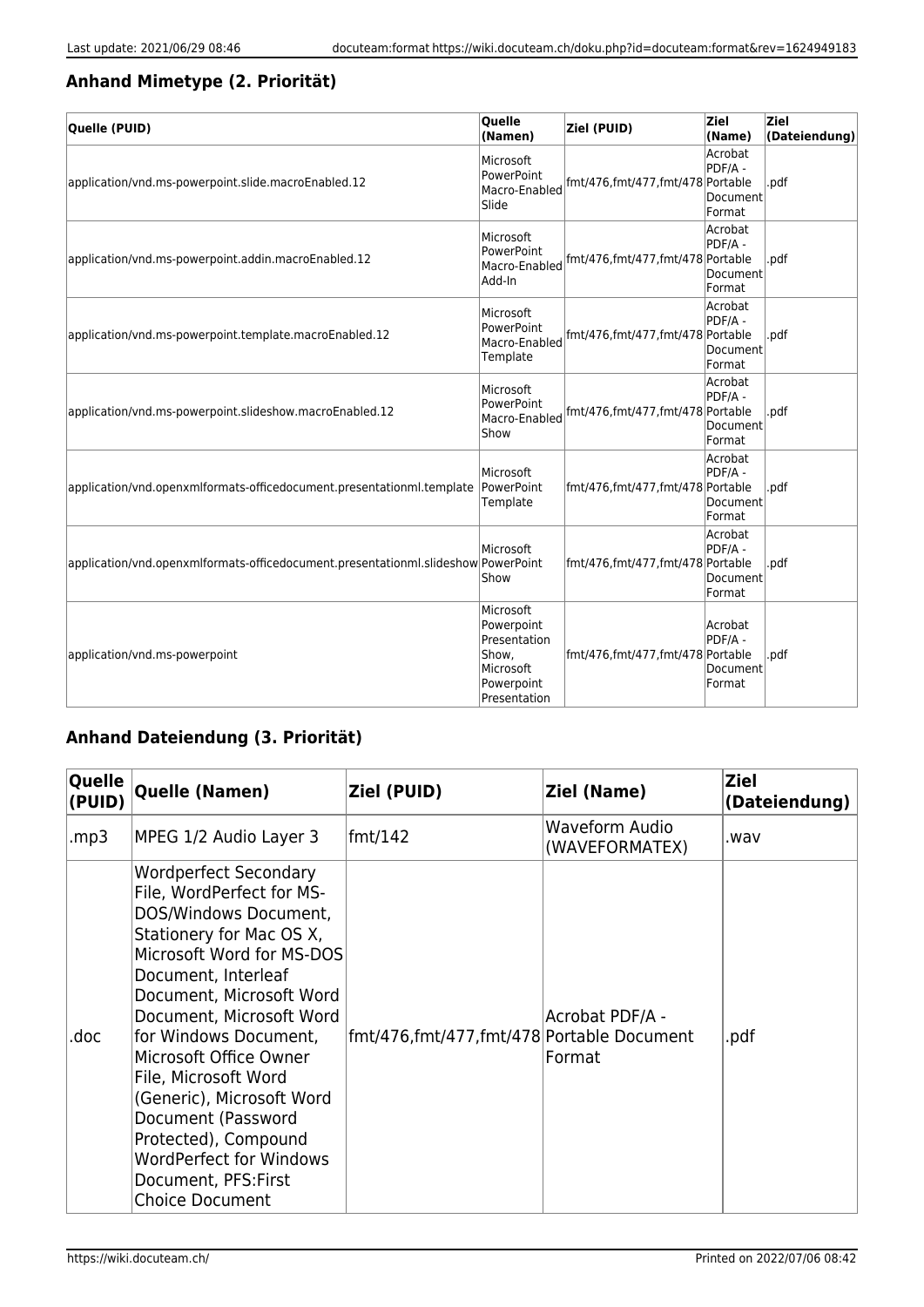### Anhand Mimetype (2. Priorität)

| Quelle (PUID) | Quelle (Namen) | Ziel (PUID) | Ziel (Name) | Ziel (Dateiendung) |
|---|---|---|---|---|
| application/vnd.ms-powerpoint.slide.macroEnabled.12 | Microsoft PowerPoint Macro-Enabled Slide | fmt/476,fmt/477,fmt/478 | Acrobat PDF/A - Portable Document Format | .pdf |
| application/vnd.ms-powerpoint.addin.macroEnabled.12 | Microsoft PowerPoint Macro-Enabled Add-In | fmt/476,fmt/477,fmt/478 | Acrobat PDF/A - Portable Document Format | .pdf |
| application/vnd.ms-powerpoint.template.macroEnabled.12 | Microsoft PowerPoint Macro-Enabled Template | fmt/476,fmt/477,fmt/478 | Acrobat PDF/A - Portable Document Format | .pdf |
| application/vnd.ms-powerpoint.slideshow.macroEnabled.12 | Microsoft PowerPoint Macro-Enabled Show | fmt/476,fmt/477,fmt/478 | Acrobat PDF/A - Portable Document Format | .pdf |
| application/vnd.openxmlformats-officedocument.presentationml.template | Microsoft PowerPoint Template | fmt/476,fmt/477,fmt/478 | Acrobat PDF/A - Portable Document Format | .pdf |
| application/vnd.openxmlformats-officedocument.presentationml.slideshow | Microsoft PowerPoint Show | fmt/476,fmt/477,fmt/478 | Acrobat PDF/A - Portable Document Format | .pdf |
| application/vnd.ms-powerpoint | Microsoft Powerpoint Presentation Show, Microsoft Powerpoint Presentation | fmt/476,fmt/477,fmt/478 | Acrobat PDF/A - Portable Document Format | .pdf |

### Anhand Dateiendung (3. Priorität)

| Quelle (PUID) | Quelle (Namen) | Ziel (PUID) | Ziel (Name) | Ziel (Dateiendung) |
|---|---|---|---|---|
| .mp3 | MPEG 1/2 Audio Layer 3 | fmt/142 | Waveform Audio (WAVEFORMATEX) | .wav |
| .doc | Wordperfect Secondary File, WordPerfect for MS-DOS/Windows Document, Stationery for Mac OS X, Microsoft Word for MS-DOS Document, Interleaf Document, Microsoft Word Document, Microsoft Word for Windows Document, Microsoft Office Owner File, Microsoft Word (Generic), Microsoft Word Document (Password Protected), Compound WordPerfect for Windows Document, PFS:First Choice Document | fmt/476,fmt/477,fmt/478 | Acrobat PDF/A - Portable Document Format | .pdf |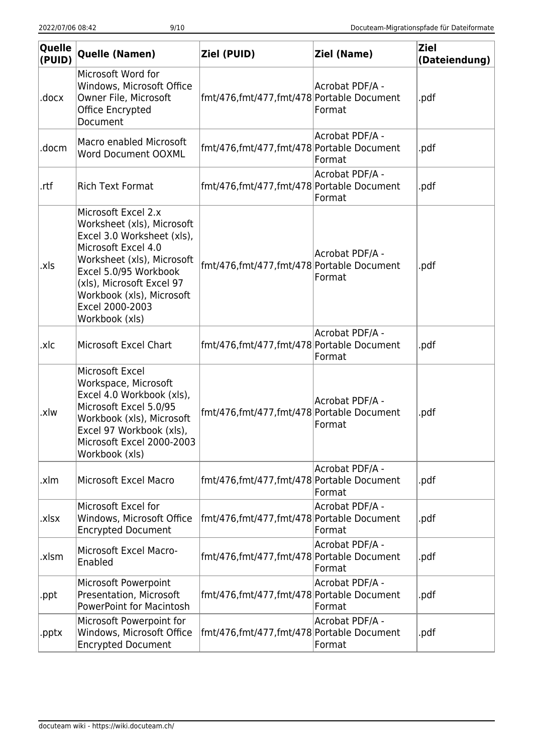| Quelle (PUID) | Quelle (Namen) | Ziel (PUID) | Ziel (Name) | Ziel (Dateiendung) |
|---|---|---|---|---|
| .docx | Microsoft Word for Windows, Microsoft Office Owner File, Microsoft Office Encrypted Document | fmt/476,fmt/477,fmt/478 | Acrobat PDF/A - Portable Document Format | .pdf |
| .docm | Macro enabled Microsoft Word Document OOXML | fmt/476,fmt/477,fmt/478 | Acrobat PDF/A - Portable Document Format | .pdf |
| .rtf | Rich Text Format | fmt/476,fmt/477,fmt/478 | Acrobat PDF/A - Portable Document Format | .pdf |
| .xls | Microsoft Excel 2.x Worksheet (xls), Microsoft Excel 3.0 Worksheet (xls), Microsoft Excel 4.0 Worksheet (xls), Microsoft Excel 5.0/95 Workbook (xls), Microsoft Excel 97 Workbook (xls), Microsoft Excel 2000-2003 Workbook (xls) | fmt/476,fmt/477,fmt/478 | Acrobat PDF/A - Portable Document Format | .pdf |
| .xlc | Microsoft Excel Chart | fmt/476,fmt/477,fmt/478 | Acrobat PDF/A - Portable Document Format | .pdf |
| .xlw | Microsoft Excel Workspace, Microsoft Excel 4.0 Workbook (xls), Microsoft Excel 5.0/95 Workbook (xls), Microsoft Excel 97 Workbook (xls), Microsoft Excel 2000-2003 Workbook (xls) | fmt/476,fmt/477,fmt/478 | Acrobat PDF/A - Portable Document Format | .pdf |
| .xlm | Microsoft Excel Macro | fmt/476,fmt/477,fmt/478 | Acrobat PDF/A - Portable Document Format | .pdf |
| .xlsx | Microsoft Excel for Windows, Microsoft Office Encrypted Document | fmt/476,fmt/477,fmt/478 | Acrobat PDF/A - Portable Document Format | .pdf |
| .xlsm | Microsoft Excel Macro-Enabled | fmt/476,fmt/477,fmt/478 | Acrobat PDF/A - Portable Document Format | .pdf |
| .ppt | Microsoft Powerpoint Presentation, Microsoft PowerPoint for Macintosh | fmt/476,fmt/477,fmt/478 | Acrobat PDF/A - Portable Document Format | .pdf |
| .pptx | Microsoft Powerpoint for Windows, Microsoft Office Encrypted Document | fmt/476,fmt/477,fmt/478 | Acrobat PDF/A - Portable Document Format | .pdf |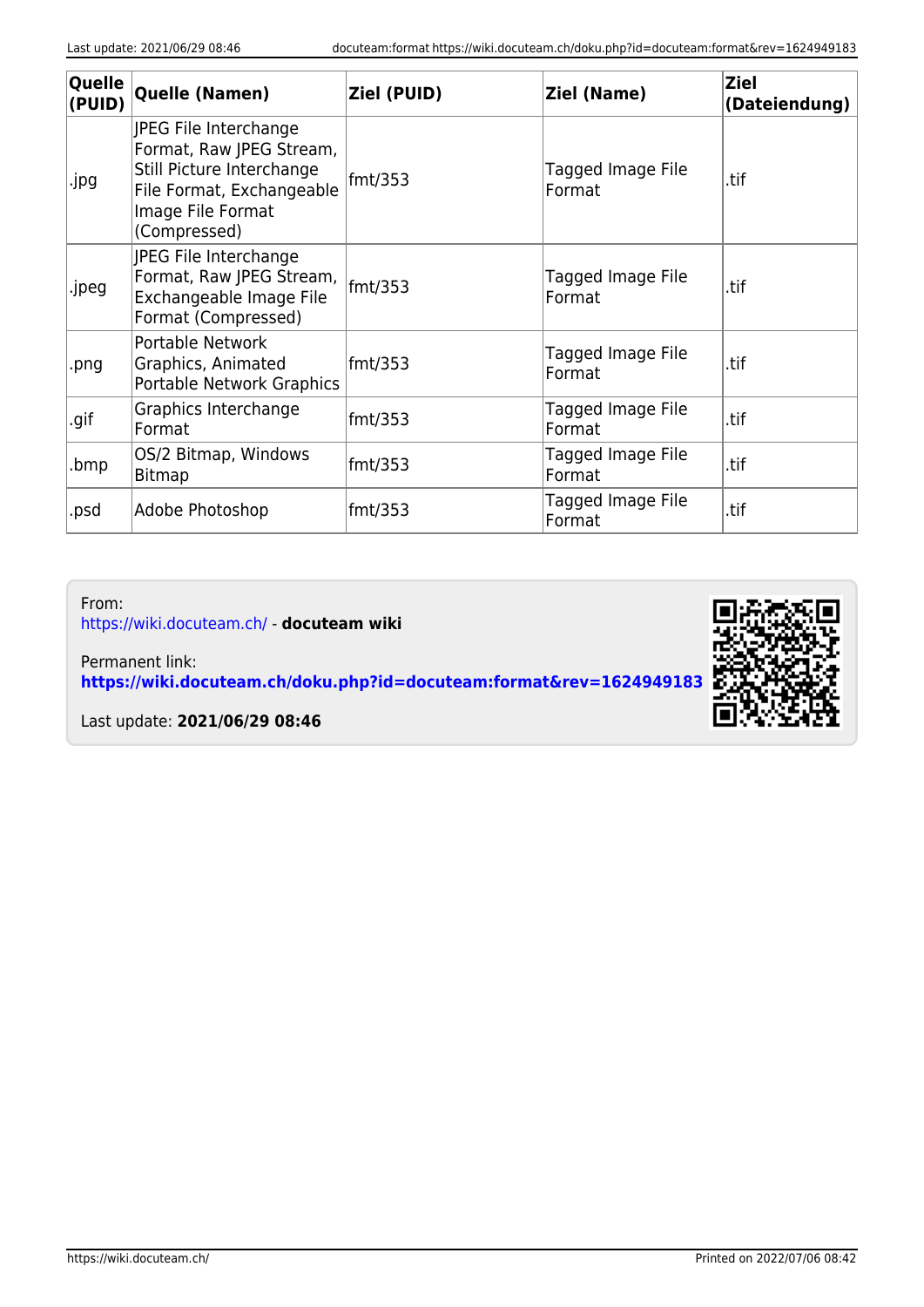| Quelle (PUID) | Quelle (Namen) | Ziel (PUID) | Ziel (Name) | Ziel (Dateiendung) |
|---|---|---|---|---|
| .jpg | JPEG File Interchange Format, Raw JPEG Stream, Still Picture Interchange File Format, Exchangeable Image File Format (Compressed) | fmt/353 | Tagged Image File Format | .tif |
| .jpeg | JPEG File Interchange Format, Raw JPEG Stream, Exchangeable Image File Format (Compressed) | fmt/353 | Tagged Image File Format | .tif |
| .png | Portable Network Graphics, Animated Portable Network Graphics | fmt/353 | Tagged Image File Format | .tif |
| .gif | Graphics Interchange Format | fmt/353 | Tagged Image File Format | .tif |
| .bmp | OS/2 Bitmap, Windows Bitmap | fmt/353 | Tagged Image File Format | .tif |
| .psd | Adobe Photoshop | fmt/353 | Tagged Image File Format | .tif |

From:
https://wiki.docuteam.ch/ - **docuteam wiki**

Permanent link:
**https://wiki.docuteam.ch/doku.php?id=docuteam:format&rev=1624949183**

Last update: **2021/06/29 08:46**